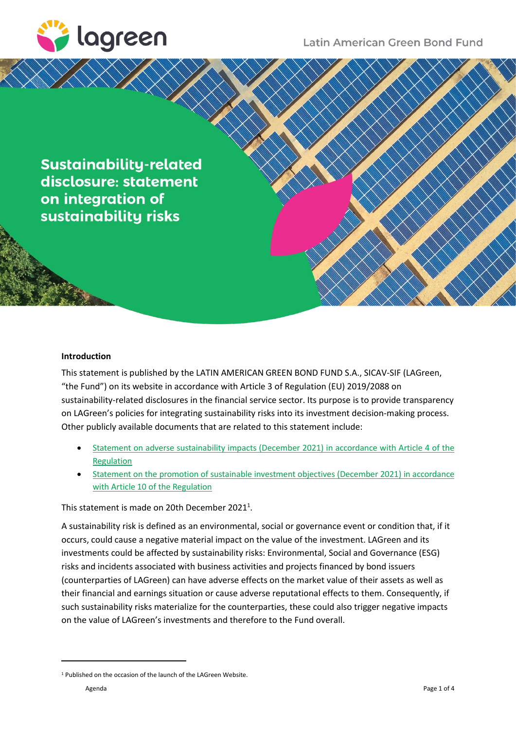Latin American Green Bond Fund

# Sustainability-related disclosure: statement on integration of sustainability risks

**Introduction**

This statement is published by the LATIN AMERICAN GREEN BOND FUND S.A., SICAV-SIF (LAGreen, "the Fund") on its website in accordance with Article 3 of Regulation (EU) 2019/2088 on sustainability-related disclosures in the financial service sector. Its purpose is to provide transparency on LAGreen's policies for integrating sustainability risks into its investment decision-making process. Other publicly available documents that are related to this statement include:

- Statement on adverse sustainability impacts (December 2021) in accordance with Article 4 of the Regulation
- Statement on the promotion of sustainable investment objectives (December 2021) in accordance with Article 10 of the Regulation

This statement is made on 20th December 2021[1].

A sustainability risk is defined as an environmental, social or governance event or condition that, if it occurs, could cause a negative material impact on the value of the investment. LAGreen and its investments could be affected by sustainability risks: Environmental, Social and Governance (ESG) risks and incidents associated with business activities and projects financed by bond issuers (counterparties of LAGreen) can have adverse effects on the market value of their assets as well as their financial and earnings situation or cause adverse reputational effects to them. Consequently, if such sustainability risks materialize for the counterparties, these could also trigger negative impacts on the value of LAGreen's investments and therefore to the Fund overall.

[1] Published on the occasion of the launch of the LAGreen Website.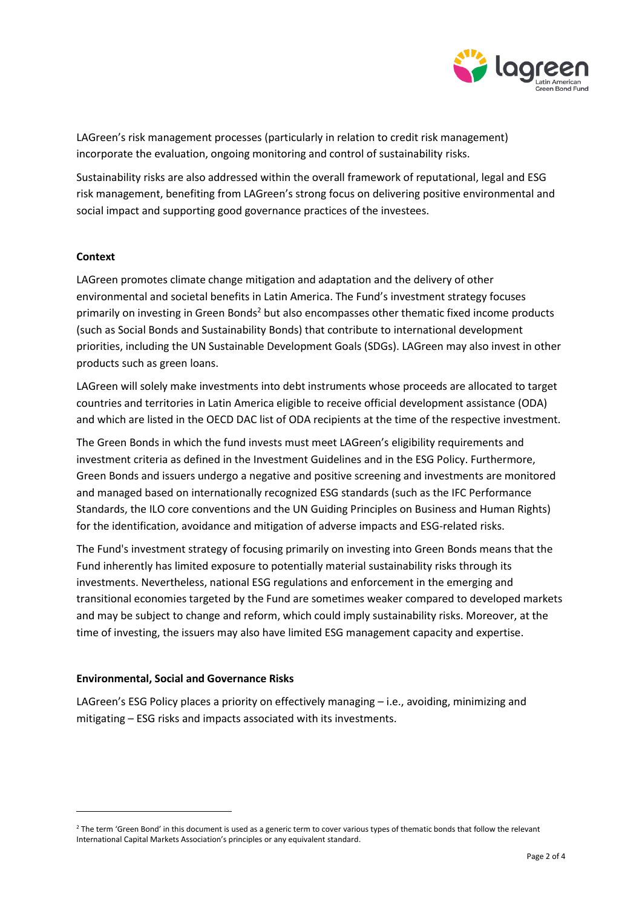LAGreen's risk management processes (particularly in relation to credit risk management) incorporate the evaluation, ongoing monitoring and control of sustainability risks.

Sustainability risks are also addressed within the overall framework of reputational, legal and ESG risk management, benefiting from LAGreen's strong focus on delivering positive environmental and social impact and supporting good governance practices of the investees.

**Context**

LAGreen promotes climate change mitigation and adaptation and the delivery of other environmental and societal benefits in Latin America. The Fund's investment strategy focuses primarily on investing in Green Bonds[2] but also encompasses other thematic fixed income products (such as Social Bonds and Sustainability Bonds) that contribute to international development priorities, including the UN Sustainable Development Goals (SDGs). LAGreen may also invest in other products such as green loans.

LAGreen will solely make investments into debt instruments whose proceeds are allocated to target countries and territories in Latin America eligible to receive official development assistance (ODA) and which are listed in the OECD DAC list of ODA recipients at the time of the respective investment.

The Green Bonds in which the fund invests must meet LAGreen's eligibility requirements and investment criteria as defined in the Investment Guidelines and in the ESG Policy. Furthermore, Green Bonds and issuers undergo a negative and positive screening and investments are monitored and managed based on internationally recognized ESG standards (such as the IFC Performance Standards, the ILO core conventions and the UN Guiding Principles on Business and Human Rights) for the identification, avoidance and mitigation of adverse impacts and ESG-related risks.

The Fund's investment strategy of focusing primarily on investing into Green Bonds means that the Fund inherently has limited exposure to potentially material sustainability risks through its investments. Nevertheless, national ESG regulations and enforcement in the emerging and transitional economies targeted by the Fund are sometimes weaker compared to developed markets and may be subject to change and reform, which could imply sustainability risks. Moreover, at the time of investing, the issuers may also have limited ESG management capacity and expertise.

**Environmental, Social and Governance Risks**

LAGreen's ESG Policy places a priority on effectively managing – i.e., avoiding, minimizing and mitigating – ESG risks and impacts associated with its investments.

---

[2] The term 'Green Bond' in this document is used as a generic term to cover various types of thematic bonds that follow the relevant International Capital Markets Association's principles or any equivalent standard.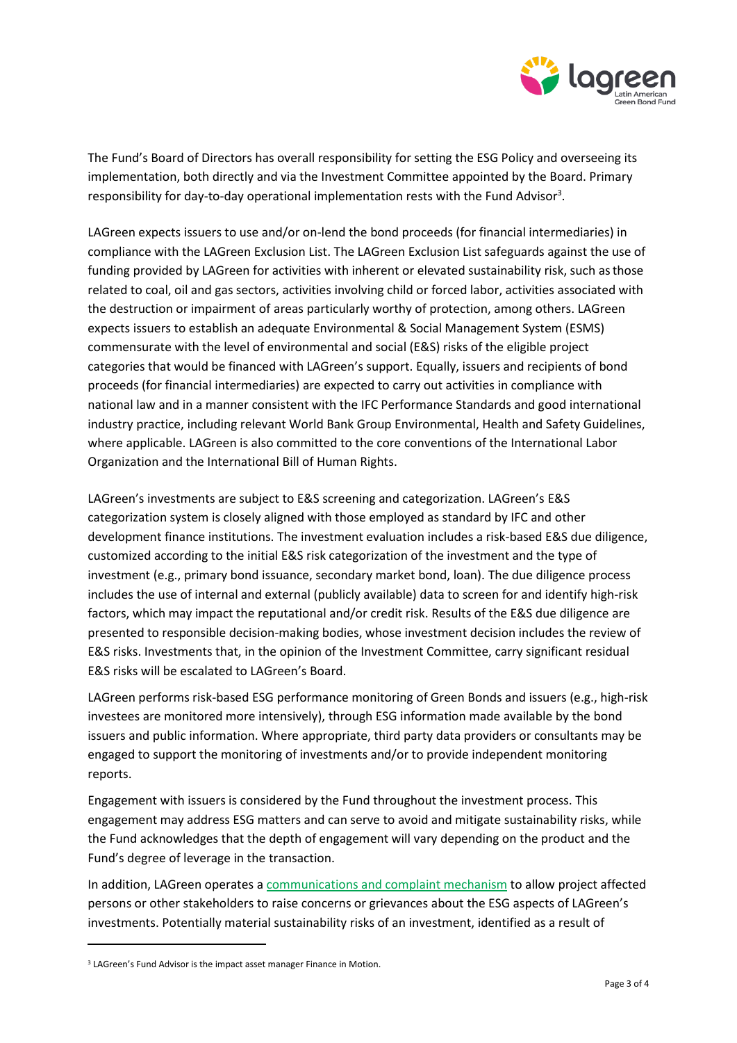The Fund's Board of Directors has overall responsibility for setting the ESG Policy and overseeing its implementation, both directly and via the Investment Committee appointed by the Board. Primary responsibility for day-to-day operational implementation rests with the Fund Advisor[3].

LAGreen expects issuers to use and/or on-lend the bond proceeds (for financial intermediaries) in compliance with the LAGreen Exclusion List. The LAGreen Exclusion List safeguards against the use of funding provided by LAGreen for activities with inherent or elevated sustainability risk, such as those related to coal, oil and gas sectors, activities involving child or forced labor, activities associated with the destruction or impairment of areas particularly worthy of protection, among others. LAGreen expects issuers to establish an adequate Environmental & Social Management System (ESMS) commensurate with the level of environmental and social (E&S) risks of the eligible project categories that would be financed with LAGreen's support. Equally, issuers and recipients of bond proceeds (for financial intermediaries) are expected to carry out activities in compliance with national law and in a manner consistent with the IFC Performance Standards and good international industry practice, including relevant World Bank Group Environmental, Health and Safety Guidelines, where applicable. LAGreen is also committed to the core conventions of the International Labor Organization and the International Bill of Human Rights.

LAGreen's investments are subject to E&S screening and categorization. LAGreen's E&S categorization system is closely aligned with those employed as standard by IFC and other development finance institutions. The investment evaluation includes a risk-based E&S due diligence, customized according to the initial E&S risk categorization of the investment and the type of investment (e.g., primary bond issuance, secondary market bond, loan). The due diligence process includes the use of internal and external (publicly available) data to screen for and identify high-risk factors, which may impact the reputational and/or credit risk. Results of the E&S due diligence are presented to responsible decision-making bodies, whose investment decision includes the review of E&S risks. Investments that, in the opinion of the Investment Committee, carry significant residual E&S risks will be escalated to LAGreen's Board.

LAGreen performs risk-based ESG performance monitoring of Green Bonds and issuers (e.g., high-risk investees are monitored more intensively), through ESG information made available by the bond issuers and public information. Where appropriate, third party data providers or consultants may be engaged to support the monitoring of investments and/or to provide independent monitoring reports.

Engagement with issuers is considered by the Fund throughout the investment process. This engagement may address ESG matters and can serve to avoid and mitigate sustainability risks, while the Fund acknowledges that the depth of engagement will vary depending on the product and the Fund's degree of leverage in the transaction.

In addition, LAGreen operates a communications and complaint mechanism to allow project affected persons or other stakeholders to raise concerns or grievances about the ESG aspects of LAGreen's investments. Potentially material sustainability risks of an investment, identified as a result of

[3] LAGreen's Fund Advisor is the impact asset manager Finance in Motion.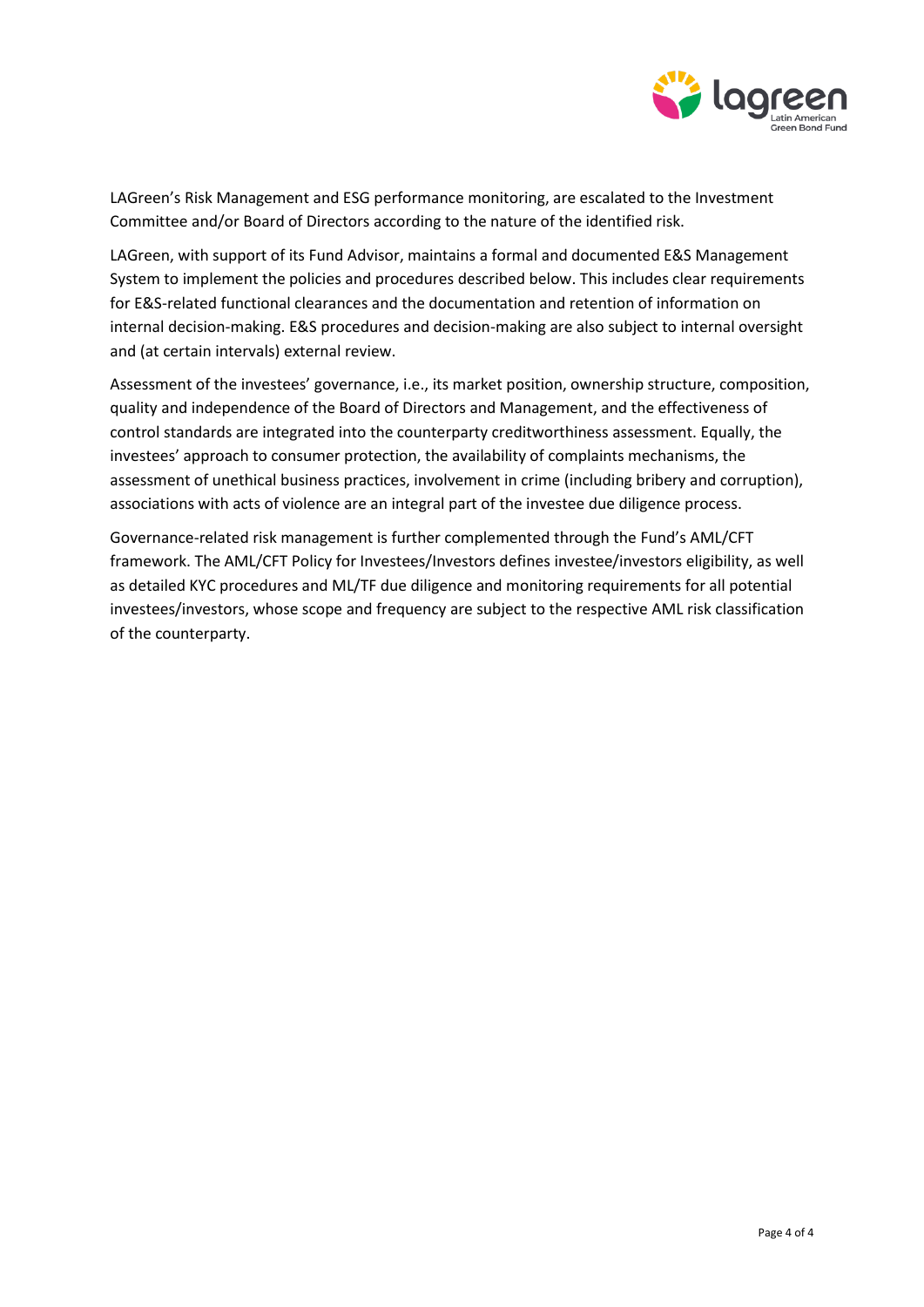LAGreen's Risk Management and ESG performance monitoring, are escalated to the Investment Committee and/or Board of Directors according to the nature of the identified risk.

LAGreen, with support of its Fund Advisor, maintains a formal and documented E&S Management System to implement the policies and procedures described below. This includes clear requirements for E&S-related functional clearances and the documentation and retention of information on internal decision-making. E&S procedures and decision-making are also subject to internal oversight and (at certain intervals) external review.

Assessment of the investees' governance, i.e., its market position, ownership structure, composition, quality and independence of the Board of Directors and Management, and the effectiveness of control standards are integrated into the counterparty creditworthiness assessment. Equally, the investees' approach to consumer protection, the availability of complaints mechanisms, the assessment of unethical business practices, involvement in crime (including bribery and corruption), associations with acts of violence are an integral part of the investee due diligence process.

Governance-related risk management is further complemented through the Fund's AML/CFT framework. The AML/CFT Policy for Investees/Investors defines investee/investors eligibility, as well as detailed KYC procedures and ML/TF due diligence and monitoring requirements for all potential investees/investors, whose scope and frequency are subject to the respective AML risk classification of the counterparty.